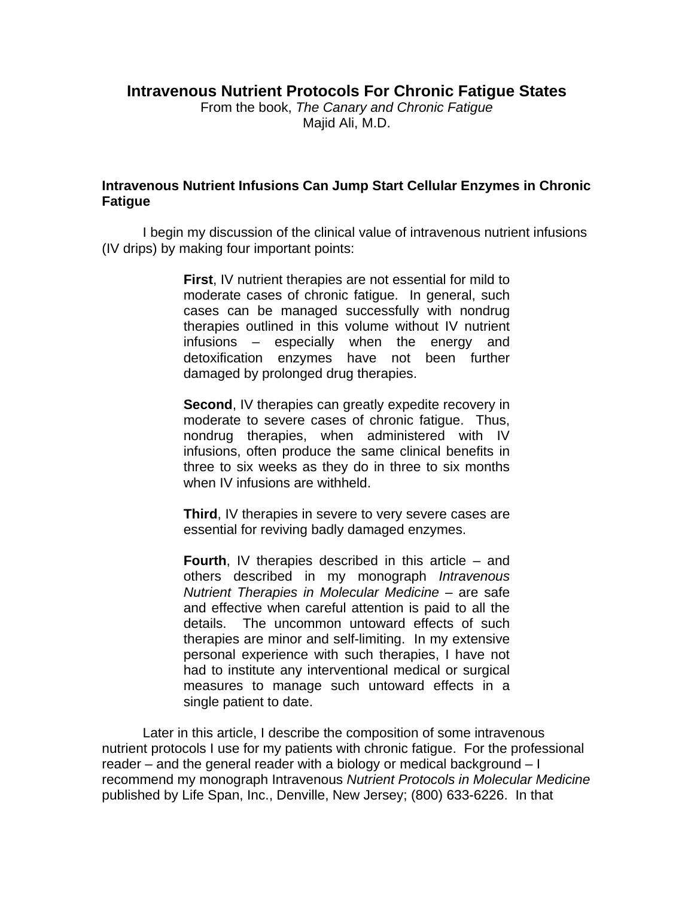# Intravenous Nutrient Protocols For Chronic Fatigue States

From the book, *The Canary and Chronic Fatigue*
Majid Ali, M.D.

## Intravenous Nutrient Infusions Can Jump Start Cellular Enzymes in Chronic Fatigue

I begin my discussion of the clinical value of intravenous nutrient infusions (IV drips) by making four important points:

> **First**, IV nutrient therapies are not essential for mild to moderate cases of chronic fatigue. In general, such cases can be managed successfully with nondrug therapies outlined in this volume without IV nutrient infusions – especially when the energy and detoxification enzymes have not been further damaged by prolonged drug therapies.
>
> **Second**, IV therapies can greatly expedite recovery in moderate to severe cases of chronic fatigue. Thus, nondrug therapies, when administered with IV infusions, often produce the same clinical benefits in three to six weeks as they do in three to six months when IV infusions are withheld.
>
> **Third**, IV therapies in severe to very severe cases are essential for reviving badly damaged enzymes.
>
> **Fourth**, IV therapies described in this article – and others described in my monograph *Intravenous Nutrient Therapies in Molecular Medicine* – are safe and effective when careful attention is paid to all the details. The uncommon untoward effects of such therapies are minor and self-limiting. In my extensive personal experience with such therapies, I have not had to institute any interventional medical or surgical measures to manage such untoward effects in a single patient to date.

Later in this article, I describe the composition of some intravenous nutrient protocols I use for my patients with chronic fatigue. For the professional reader – and the general reader with a biology or medical background – I recommend my monograph Intravenous *Nutrient Protocols in Molecular Medicine* published by Life Span, Inc., Denville, New Jersey; (800) 633-6226. In that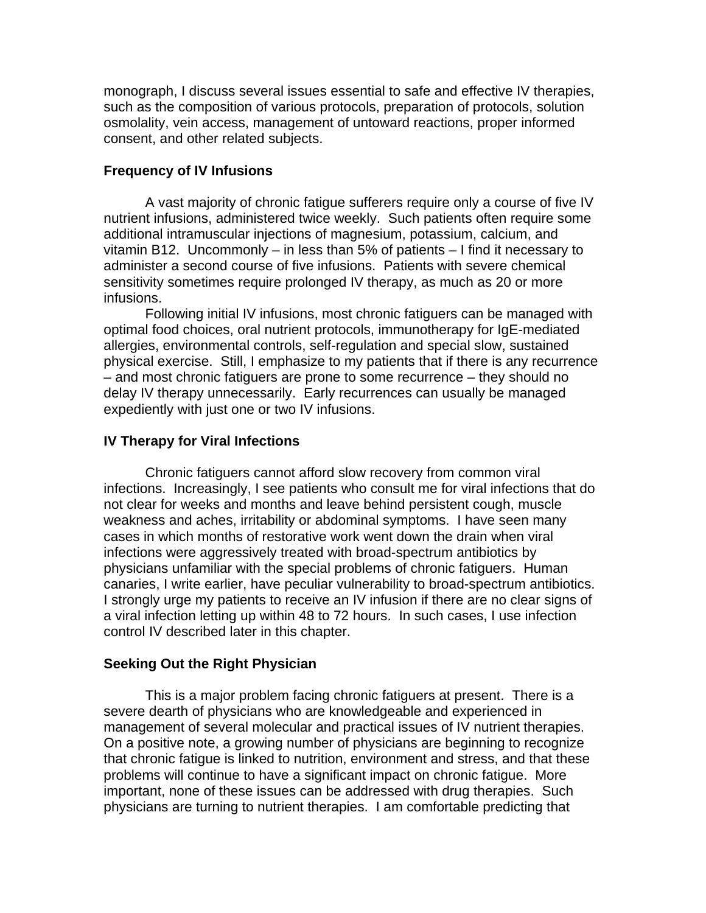monograph, I discuss several issues essential to safe and effective IV therapies, such as the composition of various protocols, preparation of protocols, solution osmolality, vein access, management of untoward reactions, proper informed consent, and other related subjects.

**Frequency of IV Infusions**

A vast majority of chronic fatigue sufferers require only a course of five IV nutrient infusions, administered twice weekly. Such patients often require some additional intramuscular injections of magnesium, potassium, calcium, and vitamin B12. Uncommonly – in less than 5% of patients – I find it necessary to administer a second course of five infusions. Patients with severe chemical sensitivity sometimes require prolonged IV therapy, as much as 20 or more infusions.

Following initial IV infusions, most chronic fatiguers can be managed with optimal food choices, oral nutrient protocols, immunotherapy for IgE-mediated allergies, environmental controls, self-regulation and special slow, sustained physical exercise. Still, I emphasize to my patients that if there is any recurrence – and most chronic fatiguers are prone to some recurrence – they should no delay IV therapy unnecessarily. Early recurrences can usually be managed expediently with just one or two IV infusions.

**IV Therapy for Viral Infections**

Chronic fatiguers cannot afford slow recovery from common viral infections. Increasingly, I see patients who consult me for viral infections that do not clear for weeks and months and leave behind persistent cough, muscle weakness and aches, irritability or abdominal symptoms. I have seen many cases in which months of restorative work went down the drain when viral infections were aggressively treated with broad-spectrum antibiotics by physicians unfamiliar with the special problems of chronic fatiguers. Human canaries, I write earlier, have peculiar vulnerability to broad-spectrum antibiotics. I strongly urge my patients to receive an IV infusion if there are no clear signs of a viral infection letting up within 48 to 72 hours. In such cases, I use infection control IV described later in this chapter.

**Seeking Out the Right Physician**

This is a major problem facing chronic fatiguers at present. There is a severe dearth of physicians who are knowledgeable and experienced in management of several molecular and practical issues of IV nutrient therapies. On a positive note, a growing number of physicians are beginning to recognize that chronic fatigue is linked to nutrition, environment and stress, and that these problems will continue to have a significant impact on chronic fatigue. More important, none of these issues can be addressed with drug therapies. Such physicians are turning to nutrient therapies. I am comfortable predicting that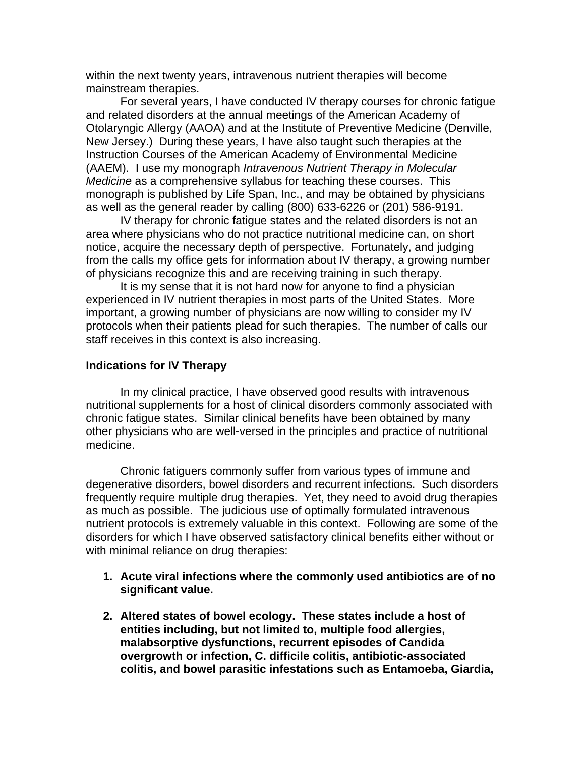within the next twenty years, intravenous nutrient therapies will become mainstream therapies.

For several years, I have conducted IV therapy courses for chronic fatigue and related disorders at the annual meetings of the American Academy of Otolaryngic Allergy (AAOA) and at the Institute of Preventive Medicine (Denville, New Jersey.) During these years, I have also taught such therapies at the Instruction Courses of the American Academy of Environmental Medicine (AAEM). I use my monograph *Intravenous Nutrient Therapy in Molecular Medicine* as a comprehensive syllabus for teaching these courses. This monograph is published by Life Span, Inc., and may be obtained by physicians as well as the general reader by calling (800) 633-6226 or (201) 586-9191.

IV therapy for chronic fatigue states and the related disorders is not an area where physicians who do not practice nutritional medicine can, on short notice, acquire the necessary depth of perspective. Fortunately, and judging from the calls my office gets for information about IV therapy, a growing number of physicians recognize this and are receiving training in such therapy.

It is my sense that it is not hard now for anyone to find a physician experienced in IV nutrient therapies in most parts of the United States. More important, a growing number of physicians are now willing to consider my IV protocols when their patients plead for such therapies. The number of calls our staff receives in this context is also increasing.

**Indications for IV Therapy**

In my clinical practice, I have observed good results with intravenous nutritional supplements for a host of clinical disorders commonly associated with chronic fatigue states. Similar clinical benefits have been obtained by many other physicians who are well-versed in the principles and practice of nutritional medicine.

Chronic fatiguers commonly suffer from various types of immune and degenerative disorders, bowel disorders and recurrent infections. Such disorders frequently require multiple drug therapies. Yet, they need to avoid drug therapies as much as possible. The judicious use of optimally formulated intravenous nutrient protocols is extremely valuable in this context. Following are some of the disorders for which I have observed satisfactory clinical benefits either without or with minimal reliance on drug therapies:

1. **Acute viral infections where the commonly used antibiotics are of no significant value.**
2. **Altered states of bowel ecology. These states include a host of entities including, but not limited to, multiple food allergies, malabsorptive dysfunctions, recurrent episodes of Candida overgrowth or infection, C. difficile colitis, antibiotic-associated colitis, and bowel parasitic infestations such as Entamoeba, Giardia,**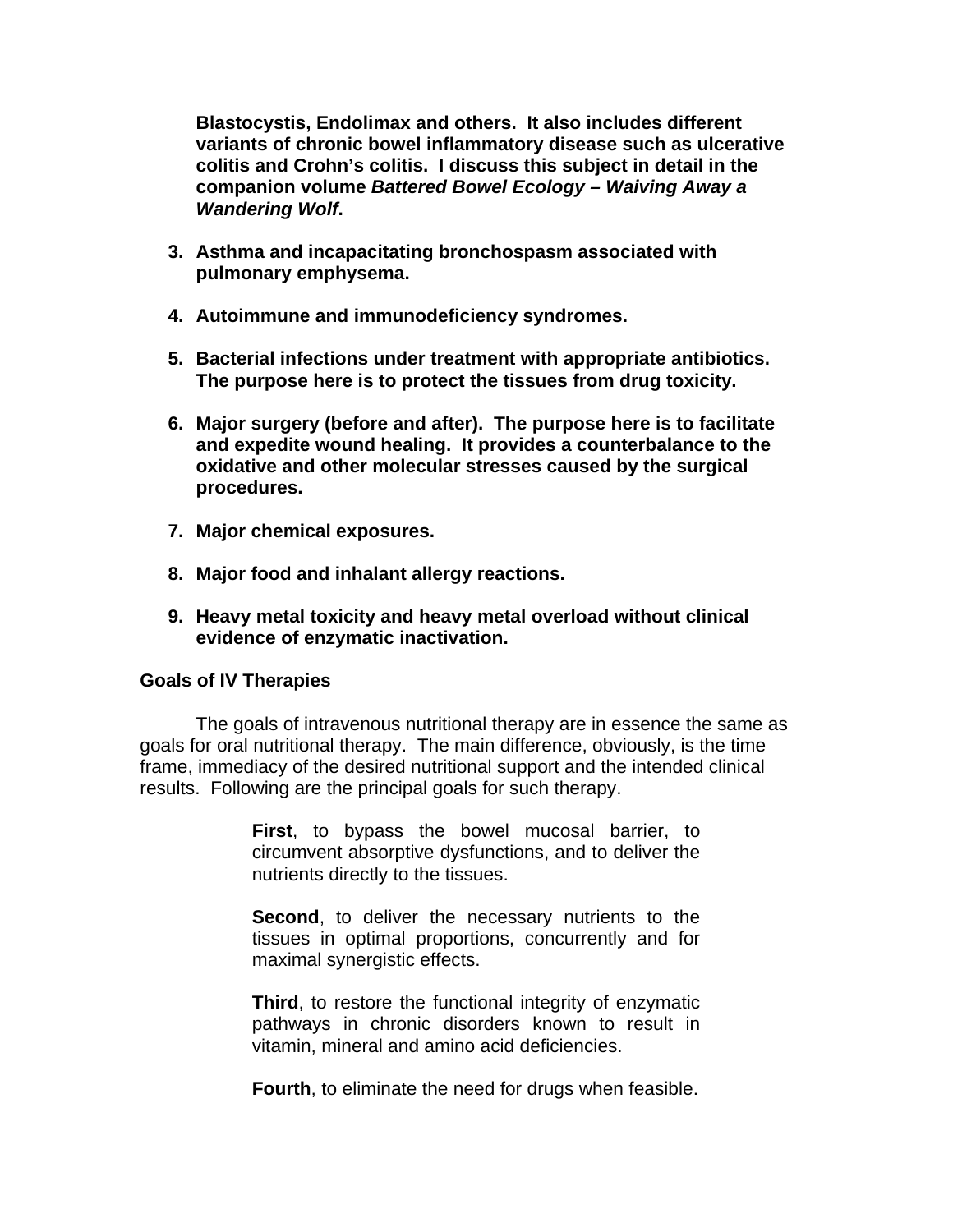**Blastocystis, Endolimax and others. It also includes different variants of chronic bowel inflammatory disease such as ulcerative colitis and Crohn's colitis. I discuss this subject in detail in the companion volume *Battered Bowel Ecology – Waiving Away a Wandering Wolf*.**

3. **Asthma and incapacitating bronchospasm associated with pulmonary emphysema.**

4. **Autoimmune and immunodeficiency syndromes.**

5. **Bacterial infections under treatment with appropriate antibiotics. The purpose here is to protect the tissues from drug toxicity.**

6. **Major surgery (before and after). The purpose here is to facilitate and expedite wound healing. It provides a counterbalance to the oxidative and other molecular stresses caused by the surgical procedures.**

7. **Major chemical exposures.**

8. **Major food and inhalant allergy reactions.**

9. **Heavy metal toxicity and heavy metal overload without clinical evidence of enzymatic inactivation.**

### Goals of IV Therapies

The goals of intravenous nutritional therapy are in essence the same as goals for oral nutritional therapy. The main difference, obviously, is the time frame, immediacy of the desired nutritional support and the intended clinical results. Following are the principal goals for such therapy.

> **First**, to bypass the bowel mucosal barrier, to circumvent absorptive dysfunctions, and to deliver the nutrients directly to the tissues.
>
> **Second**, to deliver the necessary nutrients to the tissues in optimal proportions, concurrently and for maximal synergistic effects.
>
> **Third**, to restore the functional integrity of enzymatic pathways in chronic disorders known to result in vitamin, mineral and amino acid deficiencies.
>
> **Fourth**, to eliminate the need for drugs when feasible.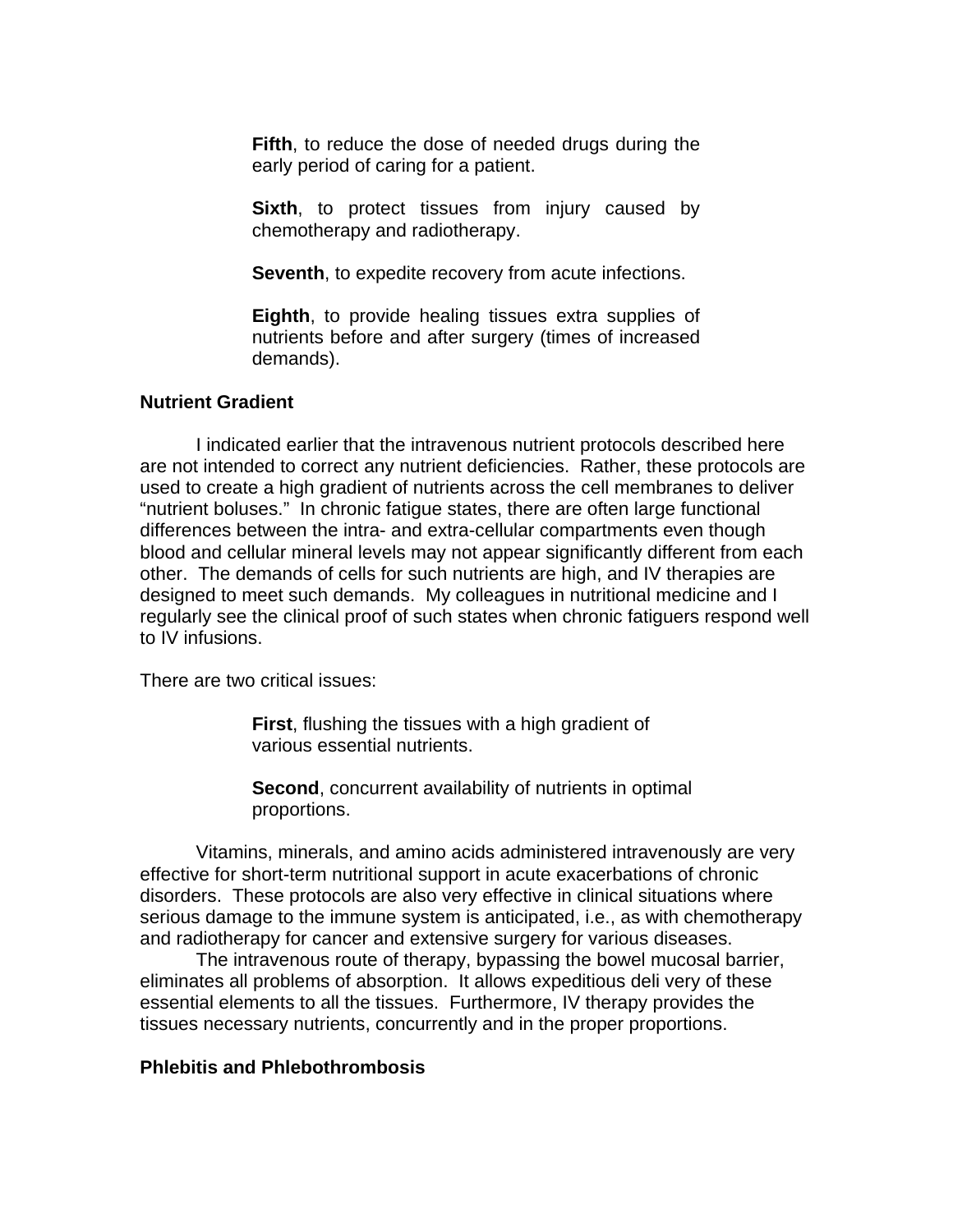**Fifth**, to reduce the dose of needed drugs during the early period of caring for a patient.

**Sixth**, to protect tissues from injury caused by chemotherapy and radiotherapy.

**Seventh**, to expedite recovery from acute infections.

**Eighth**, to provide healing tissues extra supplies of nutrients before and after surgery (times of increased demands).

**Nutrient Gradient**

I indicated earlier that the intravenous nutrient protocols described here are not intended to correct any nutrient deficiencies. Rather, these protocols are used to create a high gradient of nutrients across the cell membranes to deliver "nutrient boluses." In chronic fatigue states, there are often large functional differences between the intra- and extra-cellular compartments even though blood and cellular mineral levels may not appear significantly different from each other. The demands of cells for such nutrients are high, and IV therapies are designed to meet such demands. My colleagues in nutritional medicine and I regularly see the clinical proof of such states when chronic fatiguers respond well to IV infusions.

There are two critical issues:

**First**, flushing the tissues with a high gradient of various essential nutrients.

**Second**, concurrent availability of nutrients in optimal proportions.

Vitamins, minerals, and amino acids administered intravenously are very effective for short-term nutritional support in acute exacerbations of chronic disorders. These protocols are also very effective in clinical situations where serious damage to the immune system is anticipated, i.e., as with chemotherapy and radiotherapy for cancer and extensive surgery for various diseases.

The intravenous route of therapy, bypassing the bowel mucosal barrier, eliminates all problems of absorption. It allows expeditious deli very of these essential elements to all the tissues. Furthermore, IV therapy provides the tissues necessary nutrients, concurrently and in the proper proportions.

**Phlebitis and Phlebothrombosis**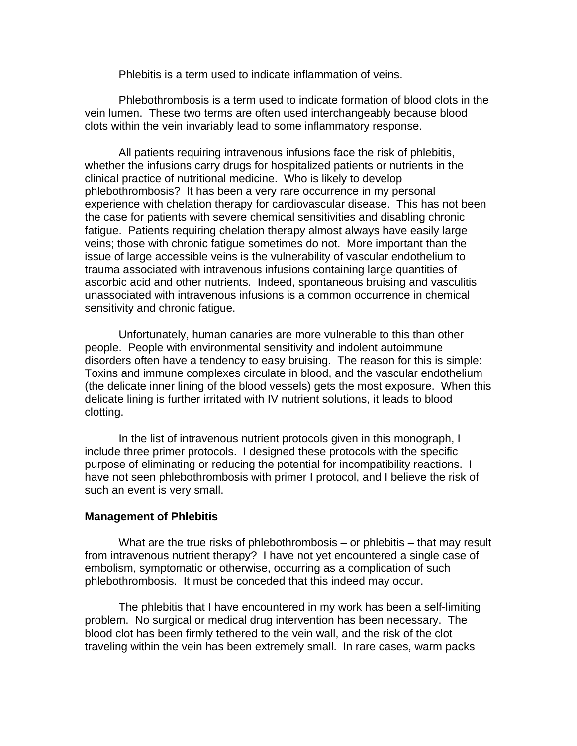Phlebitis is a term used to indicate inflammation of veins.

Phlebothrombosis is a term used to indicate formation of blood clots in the vein lumen. These two terms are often used interchangeably because blood clots within the vein invariably lead to some inflammatory response.

All patients requiring intravenous infusions face the risk of phlebitis, whether the infusions carry drugs for hospitalized patients or nutrients in the clinical practice of nutritional medicine. Who is likely to develop phlebothrombosis? It has been a very rare occurrence in my personal experience with chelation therapy for cardiovascular disease. This has not been the case for patients with severe chemical sensitivities and disabling chronic fatigue. Patients requiring chelation therapy almost always have easily large veins; those with chronic fatigue sometimes do not. More important than the issue of large accessible veins is the vulnerability of vascular endothelium to trauma associated with intravenous infusions containing large quantities of ascorbic acid and other nutrients. Indeed, spontaneous bruising and vasculitis unassociated with intravenous infusions is a common occurrence in chemical sensitivity and chronic fatigue.

Unfortunately, human canaries are more vulnerable to this than other people. People with environmental sensitivity and indolent autoimmune disorders often have a tendency to easy bruising. The reason for this is simple: Toxins and immune complexes circulate in blood, and the vascular endothelium (the delicate inner lining of the blood vessels) gets the most exposure. When this delicate lining is further irritated with IV nutrient solutions, it leads to blood clotting.

In the list of intravenous nutrient protocols given in this monograph, I include three primer protocols. I designed these protocols with the specific purpose of eliminating or reducing the potential for incompatibility reactions. I have not seen phlebothrombosis with primer I protocol, and I believe the risk of such an event is very small.

**Management of Phlebitis**

What are the true risks of phlebothrombosis – or phlebitis – that may result from intravenous nutrient therapy? I have not yet encountered a single case of embolism, symptomatic or otherwise, occurring as a complication of such phlebothrombosis. It must be conceded that this indeed may occur.

The phlebitis that I have encountered in my work has been a self-limiting problem. No surgical or medical drug intervention has been necessary. The blood clot has been firmly tethered to the vein wall, and the risk of the clot traveling within the vein has been extremely small. In rare cases, warm packs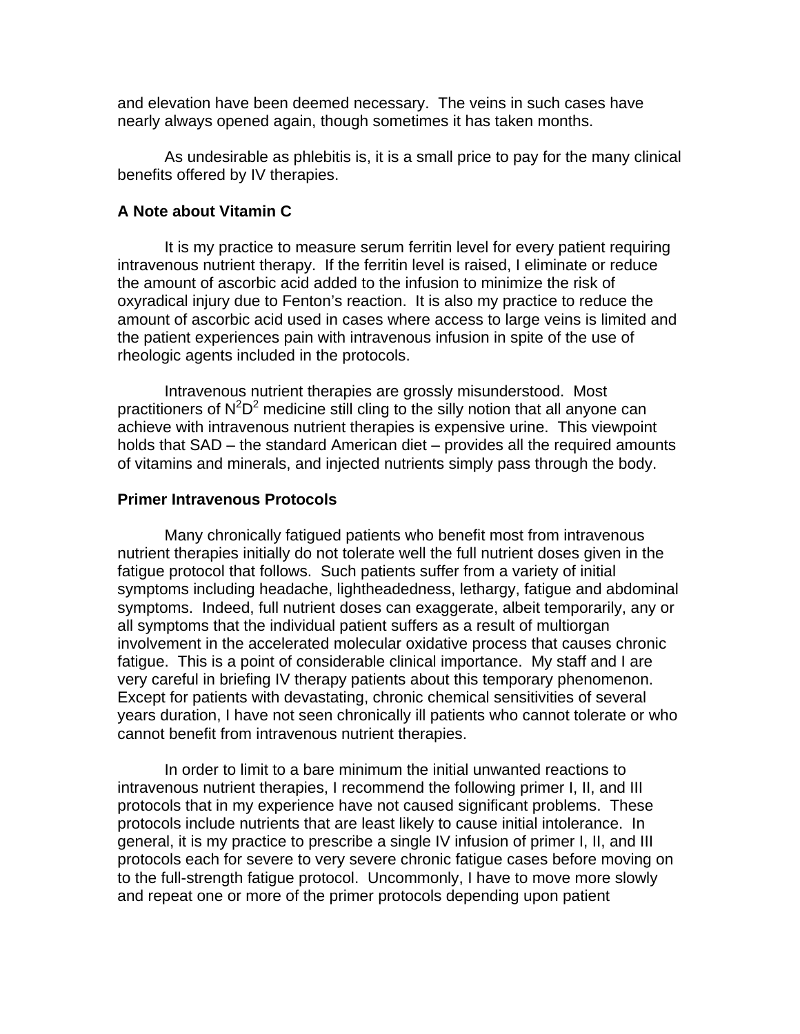and elevation have been deemed necessary. The veins in such cases have nearly always opened again, though sometimes it has taken months.

As undesirable as phlebitis is, it is a small price to pay for the many clinical benefits offered by IV therapies.

**A Note about Vitamin C**

It is my practice to measure serum ferritin level for every patient requiring intravenous nutrient therapy. If the ferritin level is raised, I eliminate or reduce the amount of ascorbic acid added to the infusion to minimize the risk of oxyradical injury due to Fenton's reaction. It is also my practice to reduce the amount of ascorbic acid used in cases where access to large veins is limited and the patient experiences pain with intravenous infusion in spite of the use of rheologic agents included in the protocols.

Intravenous nutrient therapies are grossly misunderstood. Most practitioners of $N^2D^2$ medicine still cling to the silly notion that all anyone can achieve with intravenous nutrient therapies is expensive urine. This viewpoint holds that SAD – the standard American diet – provides all the required amounts of vitamins and minerals, and injected nutrients simply pass through the body.

**Primer Intravenous Protocols**

Many chronically fatigued patients who benefit most from intravenous nutrient therapies initially do not tolerate well the full nutrient doses given in the fatigue protocol that follows. Such patients suffer from a variety of initial symptoms including headache, lightheadedness, lethargy, fatigue and abdominal symptoms. Indeed, full nutrient doses can exaggerate, albeit temporarily, any or all symptoms that the individual patient suffers as a result of multiorgan involvement in the accelerated molecular oxidative process that causes chronic fatigue. This is a point of considerable clinical importance. My staff and I are very careful in briefing IV therapy patients about this temporary phenomenon. Except for patients with devastating, chronic chemical sensitivities of several years duration, I have not seen chronically ill patients who cannot tolerate or who cannot benefit from intravenous nutrient therapies.

In order to limit to a bare minimum the initial unwanted reactions to intravenous nutrient therapies, I recommend the following primer I, II, and III protocols that in my experience have not caused significant problems. These protocols include nutrients that are least likely to cause initial intolerance. In general, it is my practice to prescribe a single IV infusion of primer I, II, and III protocols each for severe to very severe chronic fatigue cases before moving on to the full-strength fatigue protocol. Uncommonly, I have to move more slowly and repeat one or more of the primer protocols depending upon patient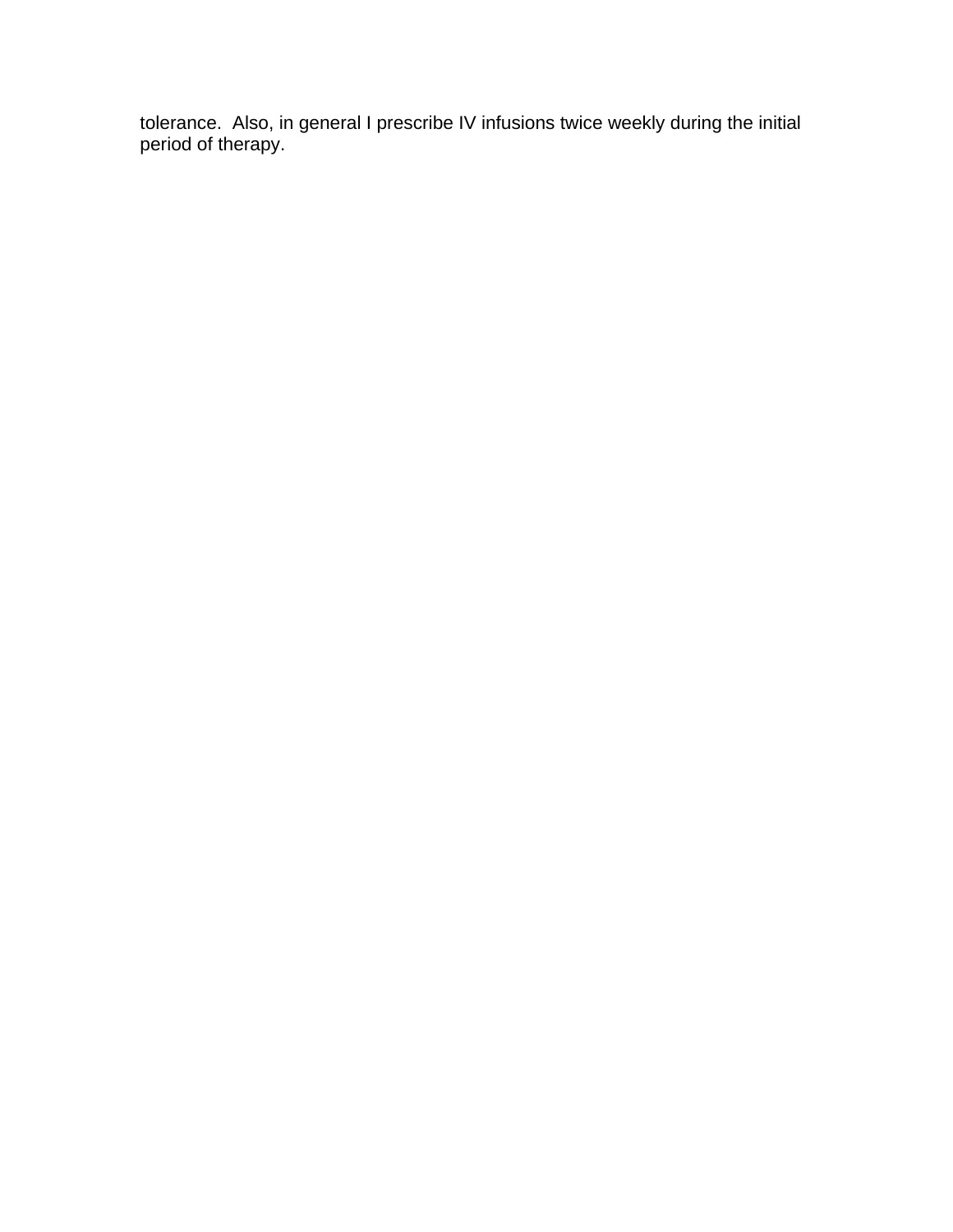tolerance. Also, in general I prescribe IV infusions twice weekly during the initial period of therapy.